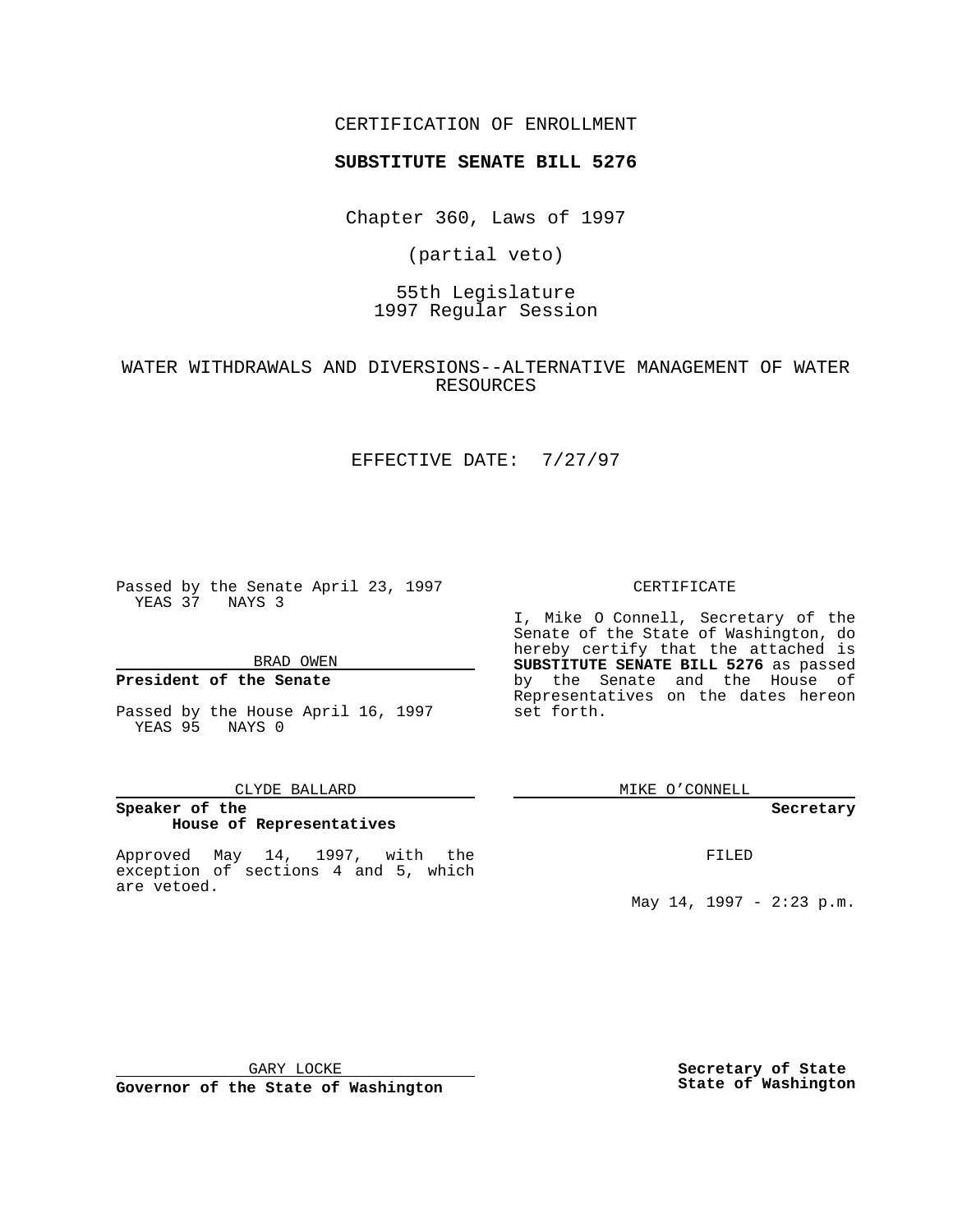CERTIFICATION OF ENROLLMENT

**SUBSTITUTE SENATE BILL 5276**

Chapter 360, Laws of 1997

(partial veto)

55th Legislature
1997 Regular Session

WATER WITHDRAWALS AND DIVERSIONS--ALTERNATIVE MANAGEMENT OF WATER RESOURCES

EFFECTIVE DATE: 7/27/97

Passed by the Senate April 23, 1997
YEAS 37 NAYS 3

BRAD OWEN

**President of the Senate**

Passed by the House April 16, 1997
YEAS 95 NAYS 0

CLYDE BALLARD

**Speaker of the House of Representatives**

Approved May 14, 1997, with the exception of sections 4 and 5, which are vetoed.

GARY LOCKE

**Governor of the State of Washington**

CERTIFICATE

I, Mike O Connell, Secretary of the Senate of the State of Washington, do hereby certify that the attached is **SUBSTITUTE SENATE BILL 5276** as passed by the Senate and the House of Representatives on the dates hereon set forth.

MIKE O'CONNELL

**Secretary**

FILED

May 14, 1997 - 2:23 p.m.

**Secretary of State State of Washington**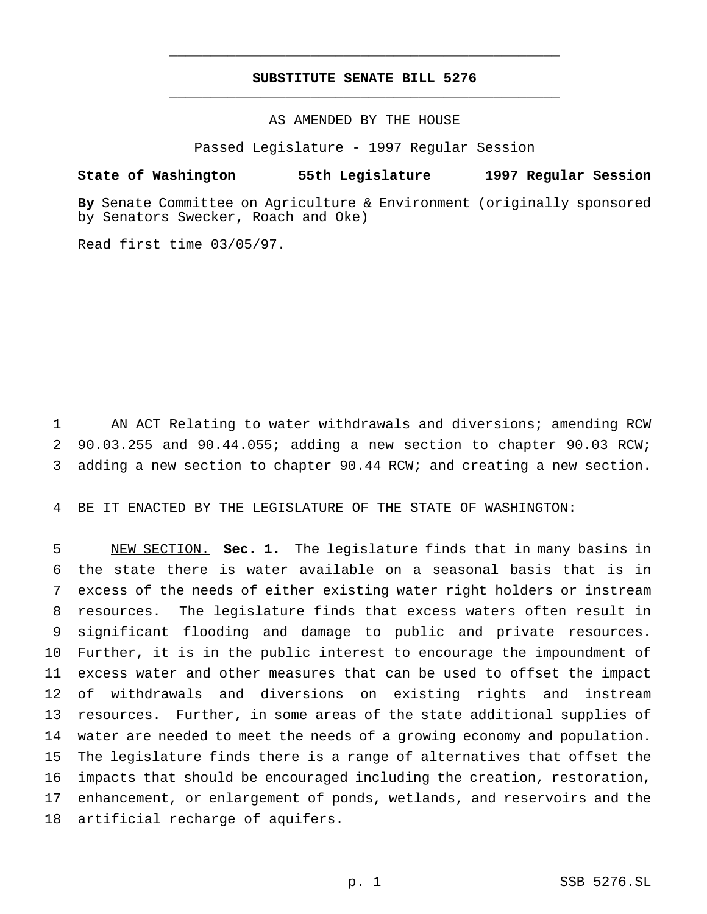# SUBSTITUTE SENATE BILL 5276

AS AMENDED BY THE HOUSE

Passed Legislature - 1997 Regular Session

**State of Washington 55th Legislature 1997 Regular Session**

**By** Senate Committee on Agriculture & Environment (originally sponsored by Senators Swecker, Roach and Oke)

Read first time 03/05/97.

AN ACT Relating to water withdrawals and diversions; amending RCW 90.03.255 and 90.44.055; adding a new section to chapter 90.03 RCW; adding a new section to chapter 90.44 RCW; and creating a new section.

BE IT ENACTED BY THE LEGISLATURE OF THE STATE OF WASHINGTON:

NEW SECTION. **Sec. 1.** The legislature finds that in many basins in the state there is water available on a seasonal basis that is in excess of the needs of either existing water right holders or instream resources. The legislature finds that excess waters often result in significant flooding and damage to public and private resources. Further, it is in the public interest to encourage the impoundment of excess water and other measures that can be used to offset the impact of withdrawals and diversions on existing rights and instream resources. Further, in some areas of the state additional supplies of water are needed to meet the needs of a growing economy and population. The legislature finds there is a range of alternatives that offset the impacts that should be encouraged including the creation, restoration, enhancement, or enlargement of ponds, wetlands, and reservoirs and the artificial recharge of aquifers.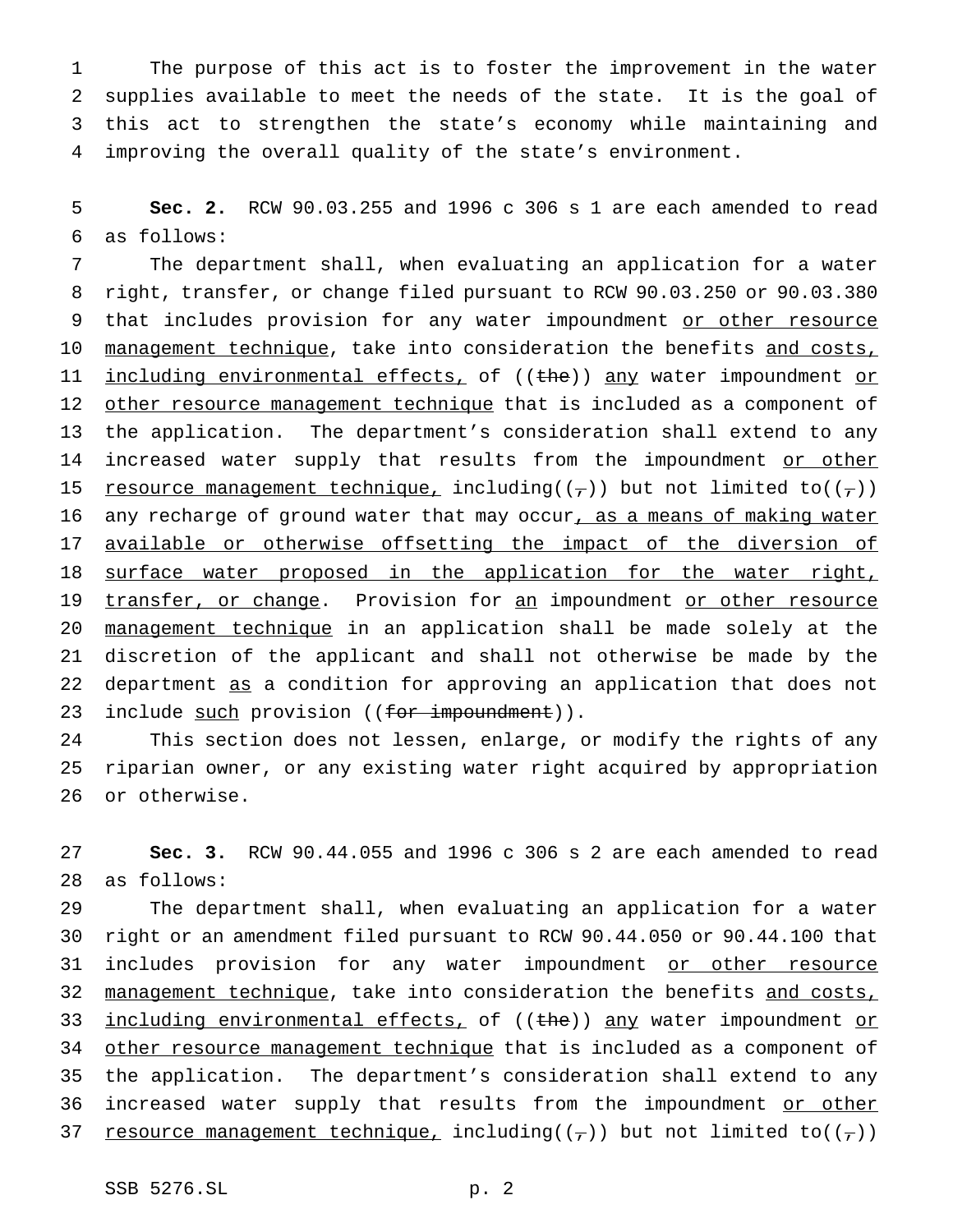The purpose of this act is to foster the improvement in the water supplies available to meet the needs of the state. It is the goal of this act to strengthen the state's economy while maintaining and improving the overall quality of the state's environment.

**Sec. 2.** RCW 90.03.255 and 1996 c 306 s 1 are each amended to read as follows:

The department shall, when evaluating an application for a water right, transfer, or change filed pursuant to RCW 90.03.250 or 90.03.380 that includes provision for any water impoundment or other resource management technique, take into consideration the benefits and costs, including environmental effects, of ((~~the~~)) any water impoundment or other resource management technique that is included as a component of the application. The department's consideration shall extend to any increased water supply that results from the impoundment or other resource management technique, including((~~,~~)) but not limited to((~~,~~)) any recharge of ground water that may occur, as a means of making water available or otherwise offsetting the impact of the diversion of surface water proposed in the application for the water right, transfer, or change. Provision for an impoundment or other resource management technique in an application shall be made solely at the discretion of the applicant and shall not otherwise be made by the department as a condition for approving an application that does not include such provision ((~~for impoundment~~)).

This section does not lessen, enlarge, or modify the rights of any riparian owner, or any existing water right acquired by appropriation or otherwise.

**Sec. 3.** RCW 90.44.055 and 1996 c 306 s 2 are each amended to read as follows:

The department shall, when evaluating an application for a water right or an amendment filed pursuant to RCW 90.44.050 or 90.44.100 that includes provision for any water impoundment or other resource management technique, take into consideration the benefits and costs, including environmental effects, of ((~~the~~)) any water impoundment or other resource management technique that is included as a component of the application. The department's consideration shall extend to any increased water supply that results from the impoundment or other resource management technique, including((~~,~~)) but not limited to((~~,~~))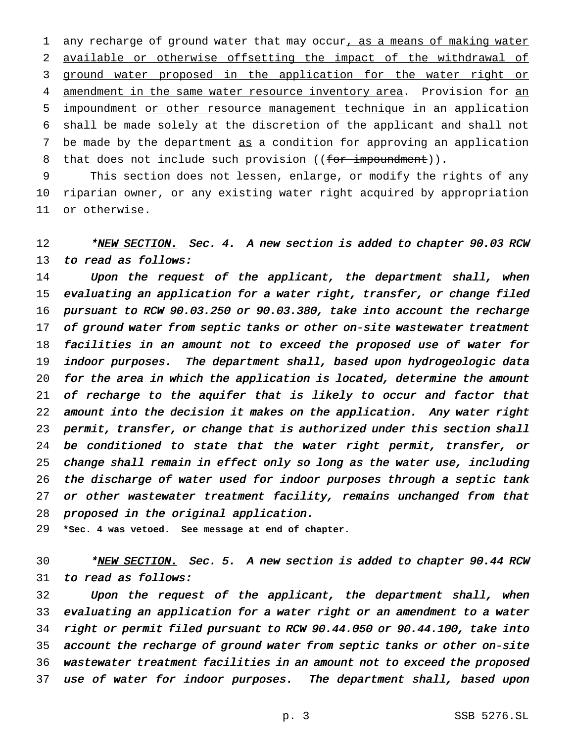any recharge of ground water that may occur, as a means of making water available or otherwise offsetting the impact of the withdrawal of ground water proposed in the application for the water right or amendment in the same water resource inventory area. Provision for an impoundment or other resource management technique in an application shall be made solely at the discretion of the applicant and shall not be made by the department as a condition for approving an application that does not include such provision ((~~for impoundment~~)).

This section does not lessen, enlarge, or modify the rights of any riparian owner, or any existing water right acquired by appropriation or otherwise.

*\*NEW SECTION. Sec. 4. A new section is added to chapter 90.03 RCW to read as follows:*

*Upon the request of the applicant, the department shall, when evaluating an application for a water right, transfer, or change filed pursuant to RCW 90.03.250 or 90.03.380, take into account the recharge of ground water from septic tanks or other on-site wastewater treatment facilities in an amount not to exceed the proposed use of water for indoor purposes. The department shall, based upon hydrogeologic data for the area in which the application is located, determine the amount of recharge to the aquifer that is likely to occur and factor that amount into the decision it makes on the application. Any water right permit, transfer, or change that is authorized under this section shall be conditioned to state that the water right permit, transfer, or change shall remain in effect only so long as the water use, including the discharge of water used for indoor purposes through a septic tank or other wastewater treatment facility, remains unchanged from that proposed in the original application.*

**\*Sec. 4 was vetoed. See message at end of chapter.**

*\*NEW SECTION. Sec. 5. A new section is added to chapter 90.44 RCW to read as follows:*

*Upon the request of the applicant, the department shall, when evaluating an application for a water right or an amendment to a water right or permit filed pursuant to RCW 90.44.050 or 90.44.100, take into account the recharge of ground water from septic tanks or other on-site wastewater treatment facilities in an amount not to exceed the proposed use of water for indoor purposes. The department shall, based upon*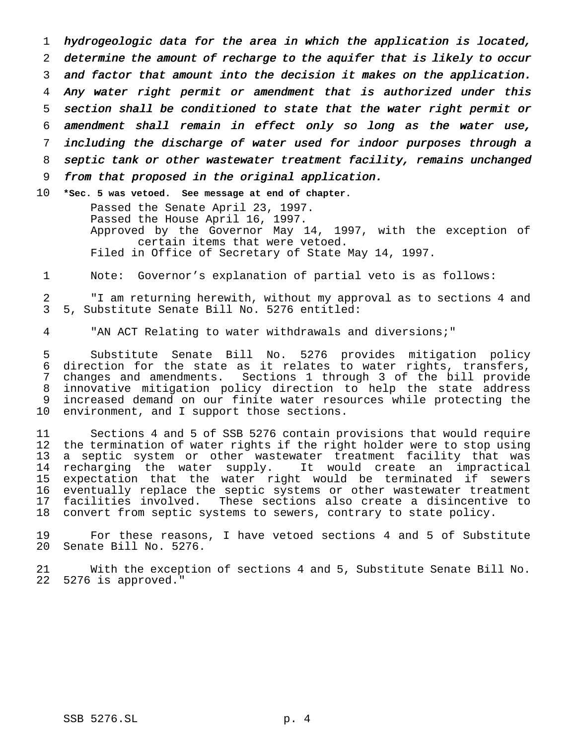*hydrogeologic data for the area in which the application is located, determine the amount of recharge to the aquifer that is likely to occur and factor that amount into the decision it makes on the application. Any water right permit or amendment that is authorized under this section shall be conditioned to state that the water right permit or amendment shall remain in effect only so long as the water use, including the discharge of water used for indoor purposes through a septic tank or other wastewater treatment facility, remains unchanged from that proposed in the original application.*

**\*Sec. 5 was vetoed. See message at end of chapter.**

Passed the Senate April 23, 1997.
Passed the House April 16, 1997.
Approved by the Governor May 14, 1997, with the exception of certain items that were vetoed.
Filed in Office of Secretary of State May 14, 1997.

Note: Governor's explanation of partial veto is as follows:

"I am returning herewith, without my approval as to sections 4 and 5, Substitute Senate Bill No. 5276 entitled:

"AN ACT Relating to water withdrawals and diversions;"

Substitute Senate Bill No. 5276 provides mitigation policy direction for the state as it relates to water rights, transfers, changes and amendments. Sections 1 through 3 of the bill provide innovative mitigation policy direction to help the state address increased demand on our finite water resources while protecting the environment, and I support those sections.

Sections 4 and 5 of SSB 5276 contain provisions that would require the termination of water rights if the right holder were to stop using a septic system or other wastewater treatment facility that was recharging the water supply. It would create an impractical expectation that the water right would be terminated if sewers eventually replace the septic systems or other wastewater treatment facilities involved. These sections also create a disincentive to convert from septic systems to sewers, contrary to state policy.

For these reasons, I have vetoed sections 4 and 5 of Substitute Senate Bill No. 5276.

With the exception of sections 4 and 5, Substitute Senate Bill No. 5276 is approved."